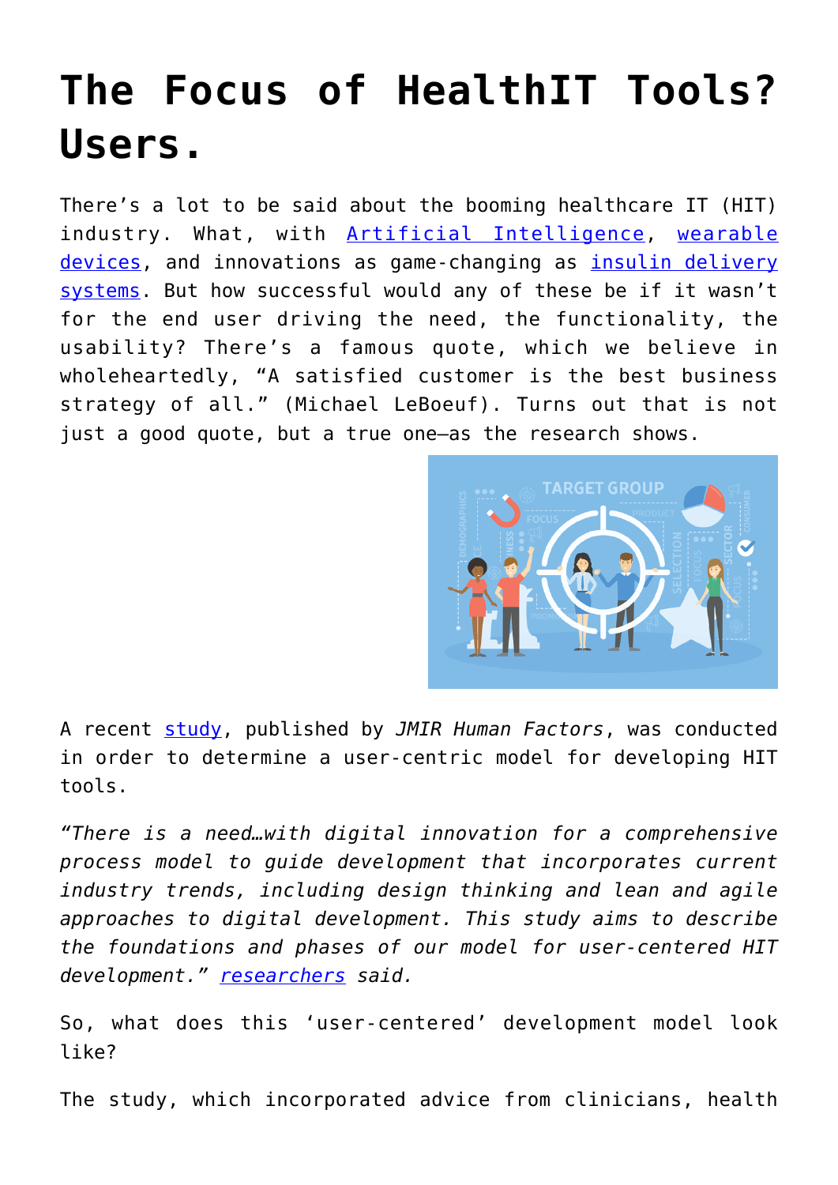# The Focus of HealthIT Tools? Users.

There's a lot to be said about the booming healthcare IT (HIT) industry. What, with Artificial Intelligence, wearable devices, and innovations as game-changing as insulin delivery systems. But how successful would any of these be if it wasn't for the end user driving the need, the functionality, the usability? There's a famous quote, which we believe in wholeheartedly, "A satisfied customer is the best business strategy of all." (Michael LeBoeuf). Turns out that is not just a good quote, but a true one—as the research shows.

A recent study, published by *JMIR Human Factors*, was conducted in order to determine a user-centric model for developing HIT tools.

*"There is a need…with digital innovation for a comprehensive process model to guide development that incorporates current industry trends, including design thinking and lean and agile approaches to digital development. This study aims to describe the foundations and phases of our model for user-centered HIT development." researchers said.*

So, what does this 'user-centered' development model look like?

The study, which incorporated advice from clinicians, health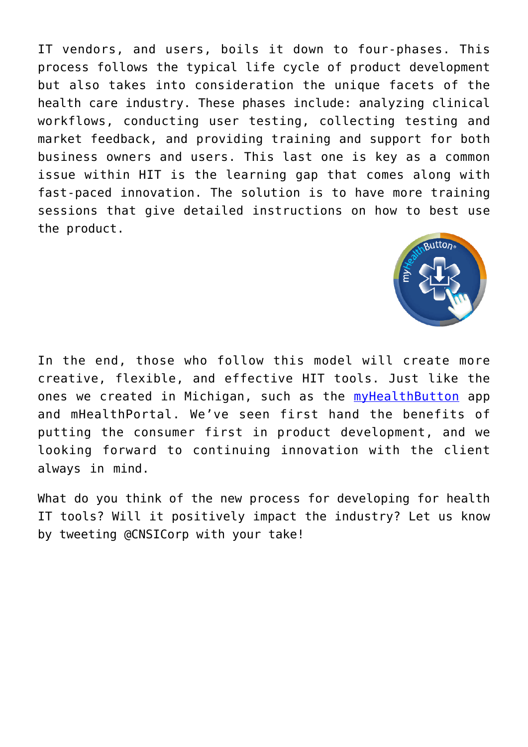IT vendors, and users, boils it down to four-phases. This process follows the typical life cycle of product development but also takes into consideration the unique facets of the health care industry. These phases include: analyzing clinical workflows, conducting user testing, collecting testing and market feedback, and providing training and support for both business owners and users. This last one is key as a common issue within HIT is the learning gap that comes along with fast-paced innovation. The solution is to have more training sessions that give detailed instructions on how to best use the product.

In the end, those who follow this model will create more creative, flexible, and effective HIT tools. Just like the ones we created in Michigan, such as the myHealthButton app and mHealthPortal. We've seen first hand the benefits of putting the consumer first in product development, and we looking forward to continuing innovation with the client always in mind.

What do you think of the new process for developing for health IT tools? Will it positively impact the industry? Let us know by tweeting @CNSICorp with your take!